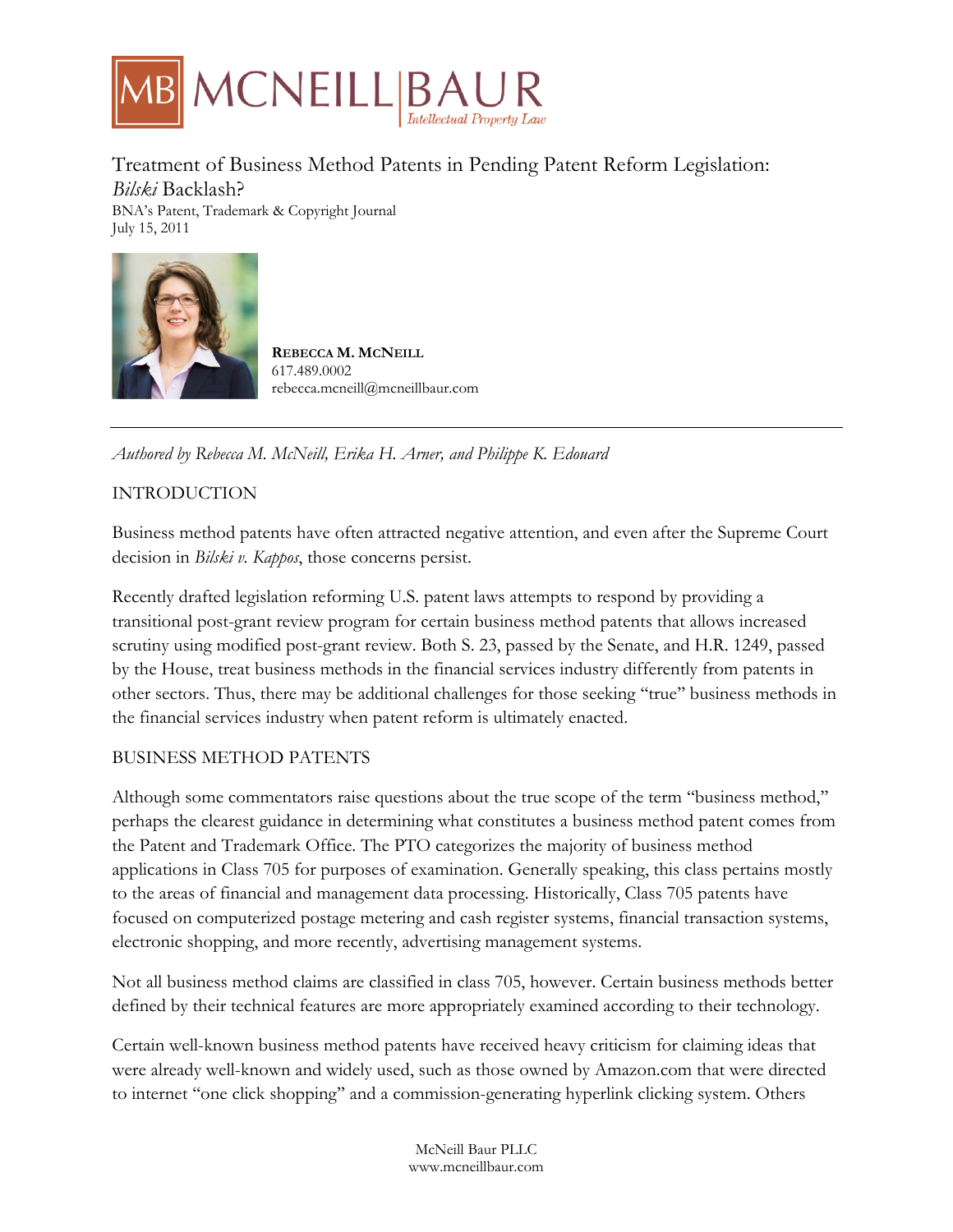# Treatment of Business Method Patents in Pending Patent Reform Legislation: *Bilski* Backlash?

BNA's Patent, Trademark & Copyright Journal
July 15, 2011

**REBECCA M. MCNEILL**
617.489.0002
rebecca.mcneill@mcneillbaur.com

---

*Authored by Rebecca M. McNeill, Erika H. Arner, and Philippe K. Edouard*

## INTRODUCTION

Business method patents have often attracted negative attention, and even after the Supreme Court decision in *Bilski v. Kappos*, those concerns persist.

Recently drafted legislation reforming U.S. patent laws attempts to respond by providing a transitional post-grant review program for certain business method patents that allows increased scrutiny using modified post-grant review. Both S. 23, passed by the Senate, and H.R. 1249, passed by the House, treat business methods in the financial services industry differently from patents in other sectors. Thus, there may be additional challenges for those seeking "true" business methods in the financial services industry when patent reform is ultimately enacted.

## BUSINESS METHOD PATENTS

Although some commentators raise questions about the true scope of the term "business method," perhaps the clearest guidance in determining what constitutes a business method patent comes from the Patent and Trademark Office. The PTO categorizes the majority of business method applications in Class 705 for purposes of examination. Generally speaking, this class pertains mostly to the areas of financial and management data processing. Historically, Class 705 patents have focused on computerized postage metering and cash register systems, financial transaction systems, electronic shopping, and more recently, advertising management systems.

Not all business method claims are classified in class 705, however. Certain business methods better defined by their technical features are more appropriately examined according to their technology.

Certain well-known business method patents have received heavy criticism for claiming ideas that were already well-known and widely used, such as those owned by Amazon.com that were directed to internet "one click shopping" and a commission-generating hyperlink clicking system. Others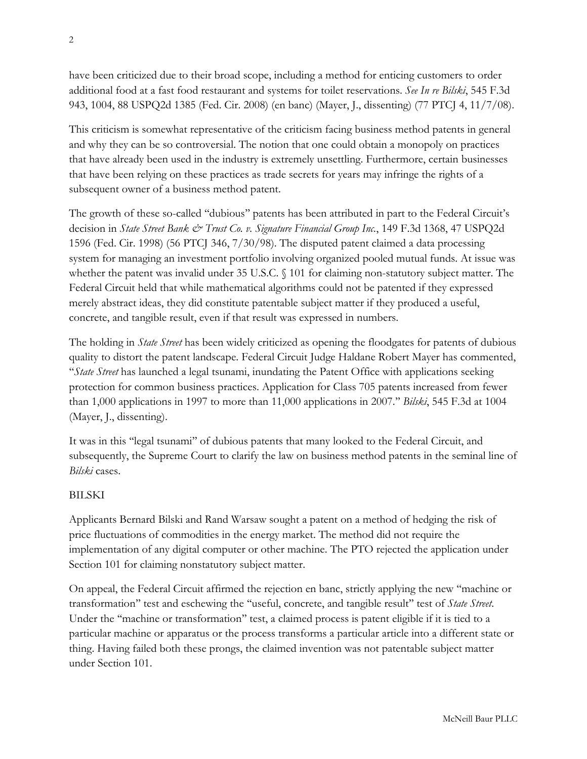have been criticized due to their broad scope, including a method for enticing customers to order additional food at a fast food restaurant and systems for toilet reservations. *See In re Bilski*, 545 F.3d 943, 1004, 88 USPQ2d 1385 (Fed. Cir. 2008) (en banc) (Mayer, J., dissenting) (77 PTCJ 4, 11/7/08).

This criticism is somewhat representative of the criticism facing business method patents in general and why they can be so controversial. The notion that one could obtain a monopoly on practices that have already been used in the industry is extremely unsettling. Furthermore, certain businesses that have been relying on these practices as trade secrets for years may infringe the rights of a subsequent owner of a business method patent.

The growth of these so-called "dubious" patents has been attributed in part to the Federal Circuit's decision in *State Street Bank & Trust Co. v. Signature Financial Group Inc.*, 149 F.3d 1368, 47 USPQ2d 1596 (Fed. Cir. 1998) (56 PTCJ 346, 7/30/98). The disputed patent claimed a data processing system for managing an investment portfolio involving organized pooled mutual funds. At issue was whether the patent was invalid under 35 U.S.C. § 101 for claiming non-statutory subject matter. The Federal Circuit held that while mathematical algorithms could not be patented if they expressed merely abstract ideas, they did constitute patentable subject matter if they produced a useful, concrete, and tangible result, even if that result was expressed in numbers.

The holding in *State Street* has been widely criticized as opening the floodgates for patents of dubious quality to distort the patent landscape. Federal Circuit Judge Haldane Robert Mayer has commented, "*State Street* has launched a legal tsunami, inundating the Patent Office with applications seeking protection for common business practices. Application for Class 705 patents increased from fewer than 1,000 applications in 1997 to more than 11,000 applications in 2007." *Bilski*, 545 F.3d at 1004 (Mayer, J., dissenting).

It was in this "legal tsunami" of dubious patents that many looked to the Federal Circuit, and subsequently, the Supreme Court to clarify the law on business method patents in the seminal line of *Bilski* cases.

## BILSKI

Applicants Bernard Bilski and Rand Warsaw sought a patent on a method of hedging the risk of price fluctuations of commodities in the energy market. The method did not require the implementation of any digital computer or other machine. The PTO rejected the application under Section 101 for claiming nonstatutory subject matter.

On appeal, the Federal Circuit affirmed the rejection en banc, strictly applying the new "machine or transformation" test and eschewing the "useful, concrete, and tangible result" test of *State Street*. Under the "machine or transformation" test, a claimed process is patent eligible if it is tied to a particular machine or apparatus or the process transforms a particular article into a different state or thing. Having failed both these prongs, the claimed invention was not patentable subject matter under Section 101.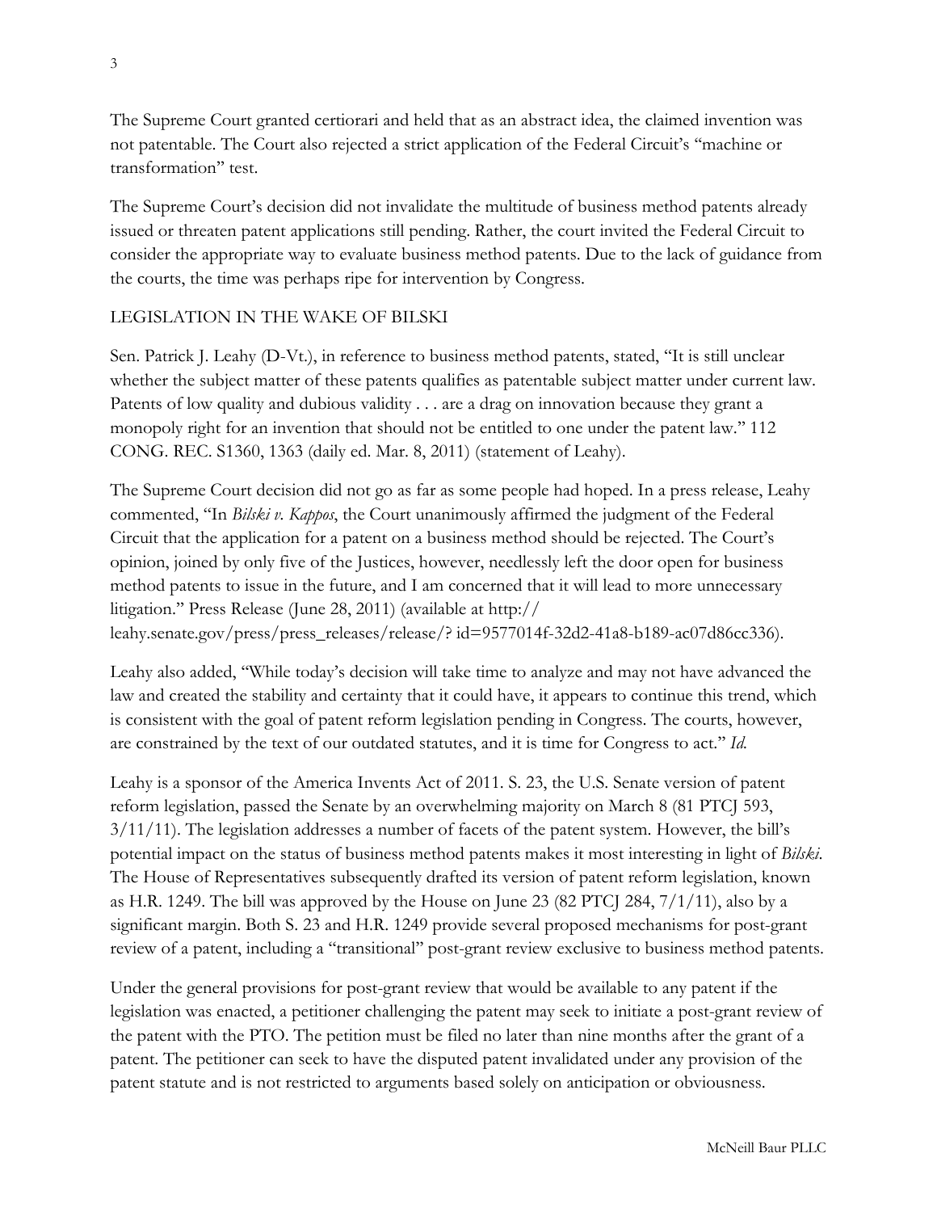The Supreme Court granted certiorari and held that as an abstract idea, the claimed invention was not patentable. The Court also rejected a strict application of the Federal Circuit's "machine or transformation" test.

The Supreme Court's decision did not invalidate the multitude of business method patents already issued or threaten patent applications still pending. Rather, the court invited the Federal Circuit to consider the appropriate way to evaluate business method patents. Due to the lack of guidance from the courts, the time was perhaps ripe for intervention by Congress.

## LEGISLATION IN THE WAKE OF BILSKI

Sen. Patrick J. Leahy (D-Vt.), in reference to business method patents, stated, "It is still unclear whether the subject matter of these patents qualifies as patentable subject matter under current law. Patents of low quality and dubious validity . . . are a drag on innovation because they grant a monopoly right for an invention that should not be entitled to one under the patent law." 112 CONG. REC. S1360, 1363 (daily ed. Mar. 8, 2011) (statement of Leahy).

The Supreme Court decision did not go as far as some people had hoped. In a press release, Leahy commented, "In *Bilski v. Kappos*, the Court unanimously affirmed the judgment of the Federal Circuit that the application for a patent on a business method should be rejected. The Court's opinion, joined by only five of the Justices, however, needlessly left the door open for business method patents to issue in the future, and I am concerned that it will lead to more unnecessary litigation." Press Release (June 28, 2011) (available at http:// leahy.senate.gov/press/press_releases/release/? id=9577014f-32d2-41a8-b189-ac07d86cc336).

Leahy also added, "While today's decision will take time to analyze and may not have advanced the law and created the stability and certainty that it could have, it appears to continue this trend, which is consistent with the goal of patent reform legislation pending in Congress. The courts, however, are constrained by the text of our outdated statutes, and it is time for Congress to act." *Id.*

Leahy is a sponsor of the America Invents Act of 2011. S. 23, the U.S. Senate version of patent reform legislation, passed the Senate by an overwhelming majority on March 8 (81 PTCJ 593, 3/11/11). The legislation addresses a number of facets of the patent system. However, the bill's potential impact on the status of business method patents makes it most interesting in light of *Bilski*. The House of Representatives subsequently drafted its version of patent reform legislation, known as H.R. 1249. The bill was approved by the House on June 23 (82 PTCJ 284, 7/1/11), also by a significant margin. Both S. 23 and H.R. 1249 provide several proposed mechanisms for post-grant review of a patent, including a "transitional" post-grant review exclusive to business method patents.

Under the general provisions for post-grant review that would be available to any patent if the legislation was enacted, a petitioner challenging the patent may seek to initiate a post-grant review of the patent with the PTO. The petition must be filed no later than nine months after the grant of a patent. The petitioner can seek to have the disputed patent invalidated under any provision of the patent statute and is not restricted to arguments based solely on anticipation or obviousness.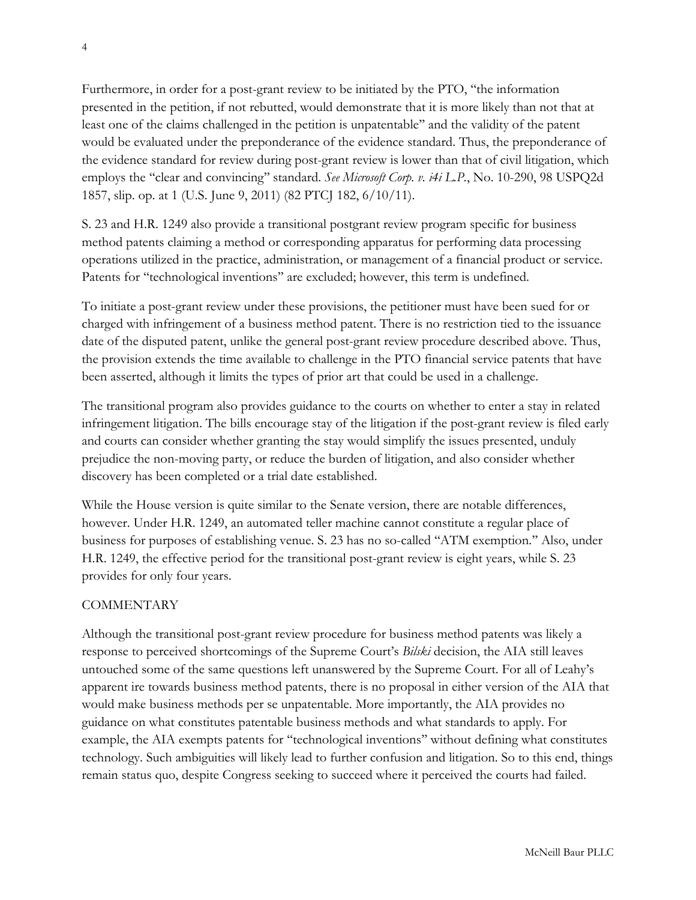Furthermore, in order for a post-grant review to be initiated by the PTO, "the information presented in the petition, if not rebutted, would demonstrate that it is more likely than not that at least one of the claims challenged in the petition is unpatentable" and the validity of the patent would be evaluated under the preponderance of the evidence standard. Thus, the preponderance of the evidence standard for review during post-grant review is lower than that of civil litigation, which employs the "clear and convincing" standard. *See Microsoft Corp. v. i4i L.P.*, No. 10-290, 98 USPQ2d 1857, slip. op. at 1 (U.S. June 9, 2011) (82 PTCJ 182, 6/10/11).

S. 23 and H.R. 1249 also provide a transitional postgrant review program specific for business method patents claiming a method or corresponding apparatus for performing data processing operations utilized in the practice, administration, or management of a financial product or service. Patents for "technological inventions" are excluded; however, this term is undefined.

To initiate a post-grant review under these provisions, the petitioner must have been sued for or charged with infringement of a business method patent. There is no restriction tied to the issuance date of the disputed patent, unlike the general post-grant review procedure described above. Thus, the provision extends the time available to challenge in the PTO financial service patents that have been asserted, although it limits the types of prior art that could be used in a challenge.

The transitional program also provides guidance to the courts on whether to enter a stay in related infringement litigation. The bills encourage stay of the litigation if the post-grant review is filed early and courts can consider whether granting the stay would simplify the issues presented, unduly prejudice the non-moving party, or reduce the burden of litigation, and also consider whether discovery has been completed or a trial date established.

While the House version is quite similar to the Senate version, there are notable differences, however. Under H.R. 1249, an automated teller machine cannot constitute a regular place of business for purposes of establishing venue. S. 23 has no so-called "ATM exemption." Also, under H.R. 1249, the effective period for the transitional post-grant review is eight years, while S. 23 provides for only four years.

## COMMENTARY

Although the transitional post-grant review procedure for business method patents was likely a response to perceived shortcomings of the Supreme Court's *Bilski* decision, the AIA still leaves untouched some of the same questions left unanswered by the Supreme Court. For all of Leahy's apparent ire towards business method patents, there is no proposal in either version of the AIA that would make business methods per se unpatentable. More importantly, the AIA provides no guidance on what constitutes patentable business methods and what standards to apply. For example, the AIA exempts patents for "technological inventions" without defining what constitutes technology. Such ambiguities will likely lead to further confusion and litigation. So to this end, things remain status quo, despite Congress seeking to succeed where it perceived the courts had failed.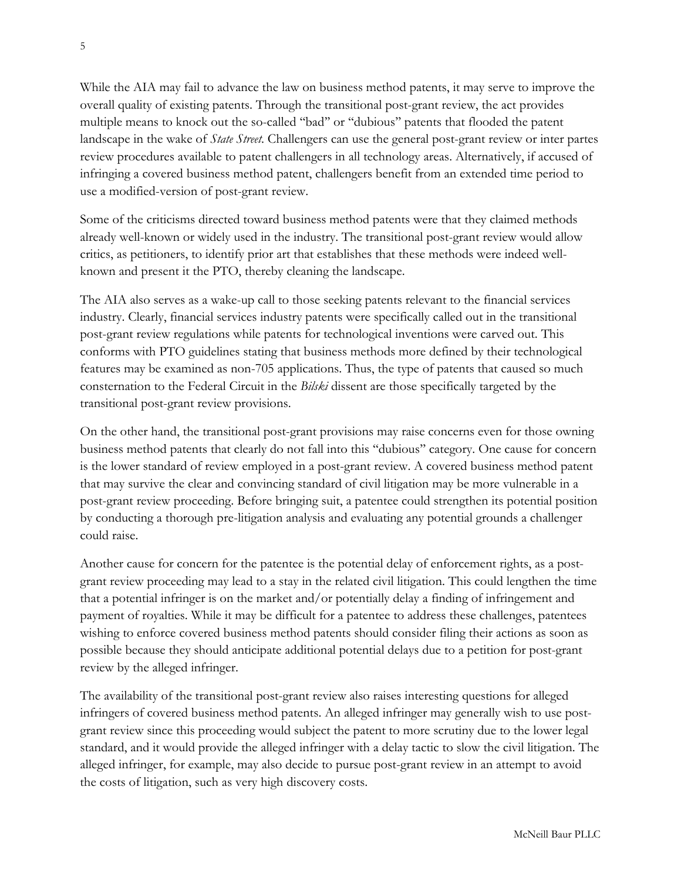While the AIA may fail to advance the law on business method patents, it may serve to improve the overall quality of existing patents. Through the transitional post-grant review, the act provides multiple means to knock out the so-called "bad" or "dubious" patents that flooded the patent landscape in the wake of *State Street*. Challengers can use the general post-grant review or inter partes review procedures available to patent challengers in all technology areas. Alternatively, if accused of infringing a covered business method patent, challengers benefit from an extended time period to use a modified-version of post-grant review.

Some of the criticisms directed toward business method patents were that they claimed methods already well-known or widely used in the industry. The transitional post-grant review would allow critics, as petitioners, to identify prior art that establishes that these methods were indeed well-known and present it the PTO, thereby cleaning the landscape.

The AIA also serves as a wake-up call to those seeking patents relevant to the financial services industry. Clearly, financial services industry patents were specifically called out in the transitional post-grant review regulations while patents for technological inventions were carved out. This conforms with PTO guidelines stating that business methods more defined by their technological features may be examined as non-705 applications. Thus, the type of patents that caused so much consternation to the Federal Circuit in the *Bilski* dissent are those specifically targeted by the transitional post-grant review provisions.

On the other hand, the transitional post-grant provisions may raise concerns even for those owning business method patents that clearly do not fall into this "dubious" category. One cause for concern is the lower standard of review employed in a post-grant review. A covered business method patent that may survive the clear and convincing standard of civil litigation may be more vulnerable in a post-grant review proceeding. Before bringing suit, a patentee could strengthen its potential position by conducting a thorough pre-litigation analysis and evaluating any potential grounds a challenger could raise.

Another cause for concern for the patentee is the potential delay of enforcement rights, as a post-grant review proceeding may lead to a stay in the related civil litigation. This could lengthen the time that a potential infringer is on the market and/or potentially delay a finding of infringement and payment of royalties. While it may be difficult for a patentee to address these challenges, patentees wishing to enforce covered business method patents should consider filing their actions as soon as possible because they should anticipate additional potential delays due to a petition for post-grant review by the alleged infringer.

The availability of the transitional post-grant review also raises interesting questions for alleged infringers of covered business method patents. An alleged infringer may generally wish to use post-grant review since this proceeding would subject the patent to more scrutiny due to the lower legal standard, and it would provide the alleged infringer with a delay tactic to slow the civil litigation. The alleged infringer, for example, may also decide to pursue post-grant review in an attempt to avoid the costs of litigation, such as very high discovery costs.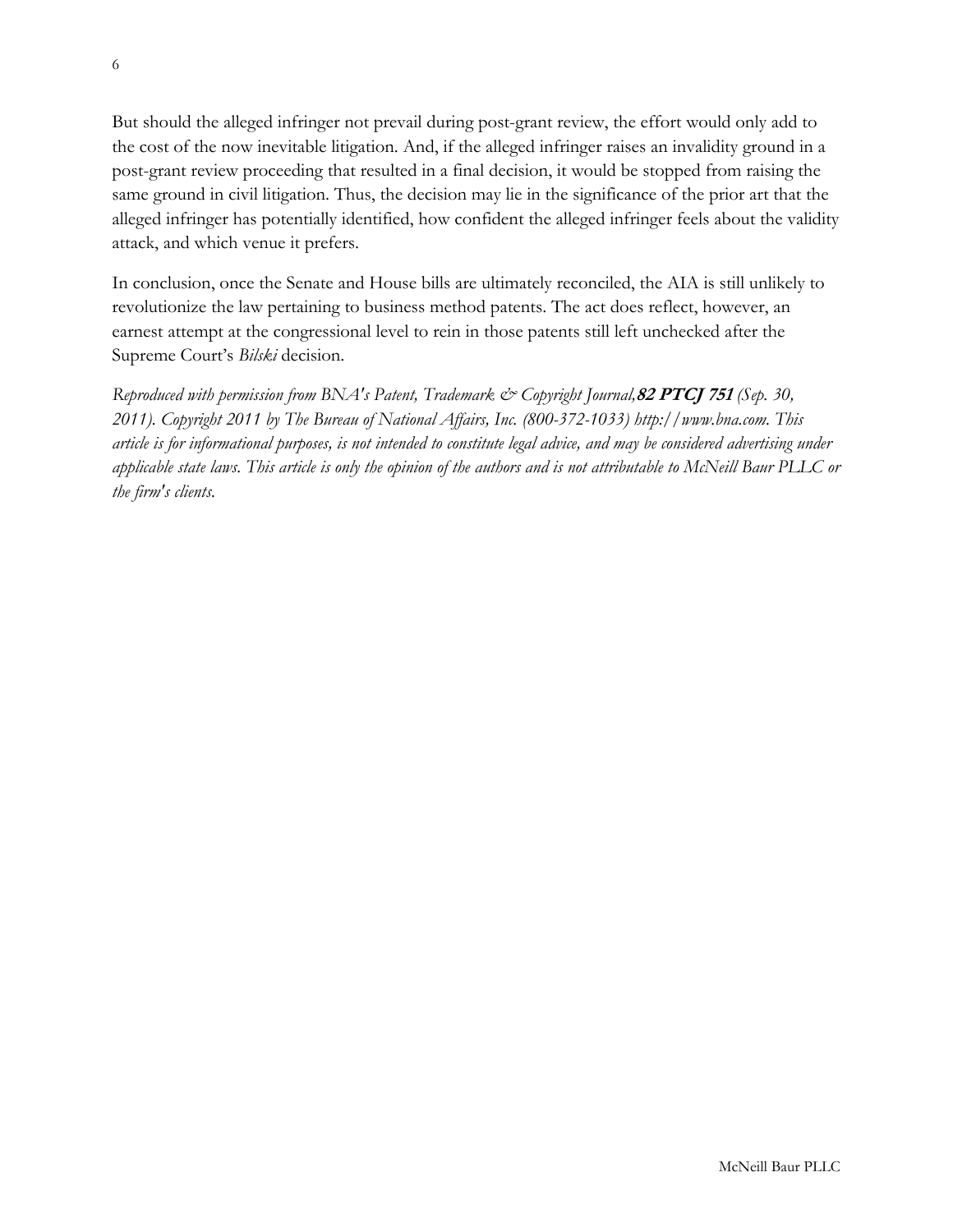But should the alleged infringer not prevail during post-grant review, the effort would only add to the cost of the now inevitable litigation. And, if the alleged infringer raises an invalidity ground in a post-grant review proceeding that resulted in a final decision, it would be stopped from raising the same ground in civil litigation. Thus, the decision may lie in the significance of the prior art that the alleged infringer has potentially identified, how confident the alleged infringer feels about the validity attack, and which venue it prefers.

In conclusion, once the Senate and House bills are ultimately reconciled, the AIA is still unlikely to revolutionize the law pertaining to business method patents. The act does reflect, however, an earnest attempt at the congressional level to rein in those patents still left unchecked after the Supreme Court's *Bilski* decision.

*Reproduced with permission from BNA's Patent, Trademark & Copyright Journal,* ***82 PTCJ 751*** *(Sep. 30, 2011). Copyright 2011 by The Bureau of National Affairs, Inc. (800-372-1033) http://www.bna.com. This article is for informational purposes, is not intended to constitute legal advice, and may be considered advertising under applicable state laws. This article is only the opinion of the authors and is not attributable to McNeill Baur PLLC or the firm's clients.*